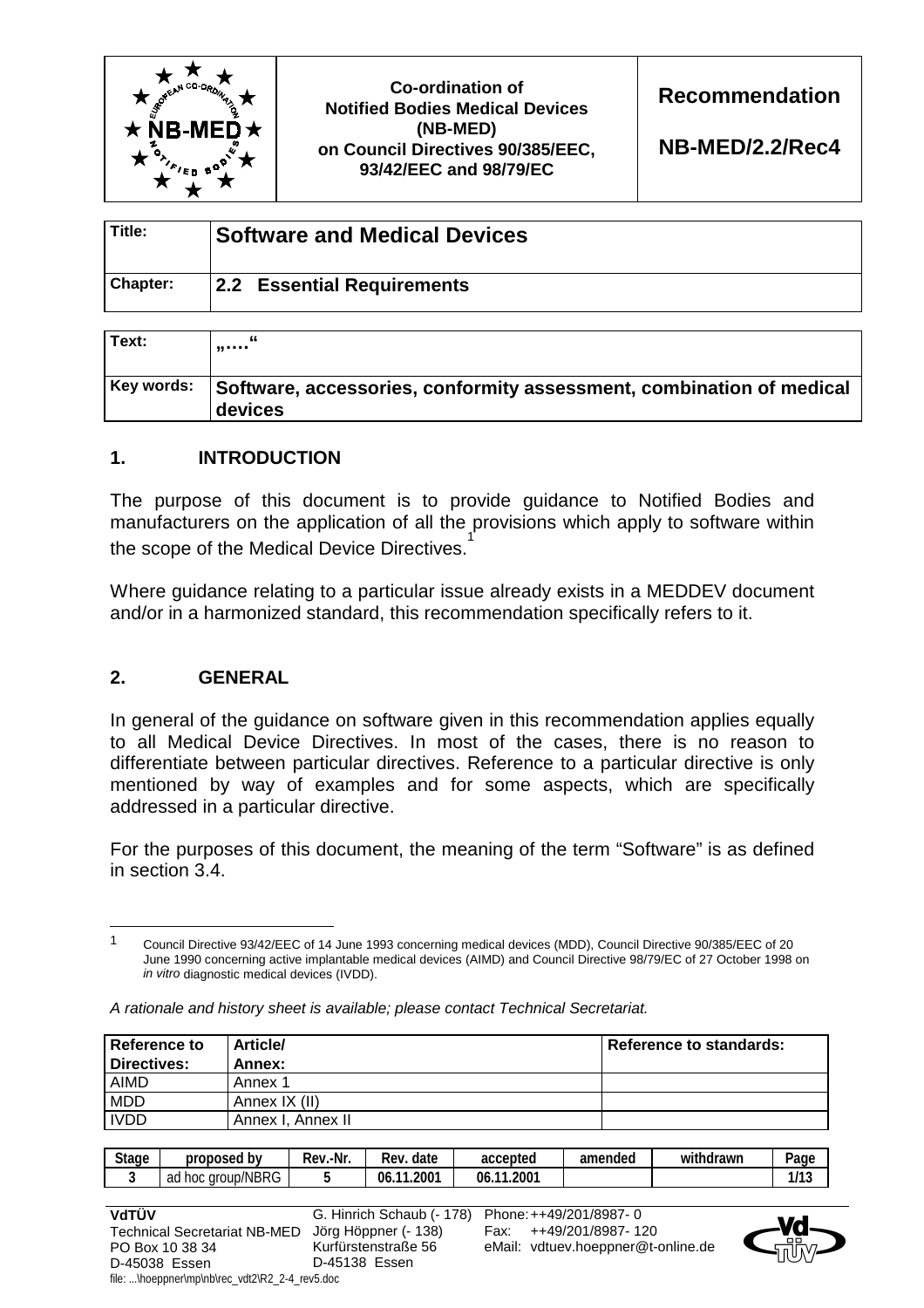| | Co-ordination of Notified Bodies Medical Devices (NB-MED) on Council Directives 90/385/EEC, 93/42/EEC and 98/79/EC | **Recommendation** **NB-MED/2.2/Rec4** |
|---|---|---|

| | |
|---|---|
| **Title:** | **Software and Medical Devices** |
| **Chapter:** | **2.2 Essential Requirements** |

| | |
|---|---|
| **Text:** | **„….“** |
| **Key words:** | **Software, accessories, conformity assessment, combination of medical devices** |

## 1. INTRODUCTION

The purpose of this document is to provide guidance to Notified Bodies and manufacturers on the application of all the provisions which apply to software within the scope of the Medical Device Directives.[1]

Where guidance relating to a particular issue already exists in a MEDDEV document and/or in a harmonized standard, this recommendation specifically refers to it.

## 2. GENERAL

In general of the guidance on software given in this recommendation applies equally to all Medical Device Directives. In most of the cases, there is no reason to differentiate between particular directives. Reference to a particular directive is only mentioned by way of examples and for some aspects, which are specifically addressed in a particular directive.

For the purposes of this document, the meaning of the term “Software” is as defined in section 3.4.

[1] Council Directive 93/42/EEC of 14 June 1993 concerning medical devices (MDD), Council Directive 90/385/EEC of 20 June 1990 concerning active implantable medical devices (AIMD) and Council Directive 98/79/EC of 27 October 1998 on *in vitro* diagnostic medical devices (IVDD).

*A rationale and history sheet is available; please contact Technical Secretariat.*

| **Reference to Directives:** | **Article/ Annex:** | **Reference to standards:** |
|---|---|---|
| AIMD | Annex 1 | |
| MDD | Annex IX (II) | |
| IVDD | Annex I, Annex II | |

| Stage | proposed by | Rev.-Nr. | Rev. date | accepted | amended | withdrawn | Page |
|---|---|---|---|---|---|---|---|
| 3 | ad hoc group/NBRG | 5 | 06.11.2001 | 06.11.2001 | | | 1/13 |

**VdTÜV**
Technical Secretariat NB-MED
PO Box 10 38 34
D-45038 Essen

G. Hinrich Schaub (- 178)
Jörg Höppner (- 138)
Kurfürstenstraße 56
D-45138 Essen

Phone: ++49/201/8987- 0
Fax: ++49/201/8987- 120
eMail: vdtuev.hoeppner@t-online.de

file: ...\hoeppner\mp\nb\rec_vdt2\R2_2-4_rev5.doc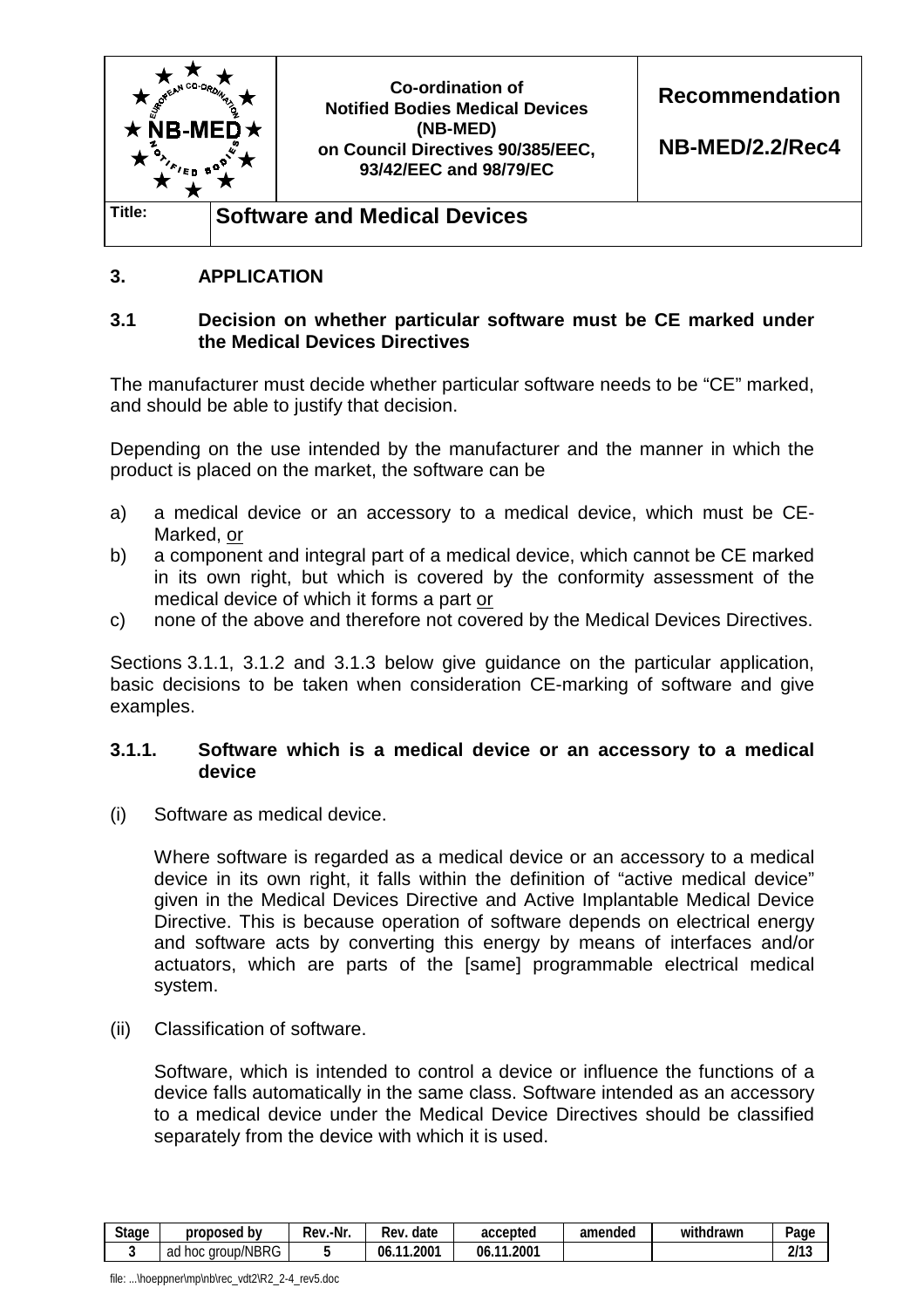## 3. APPLICATION

### 3.1 Decision on whether particular software must be CE marked under the Medical Devices Directives

The manufacturer must decide whether particular software needs to be "CE" marked, and should be able to justify that decision.

Depending on the use intended by the manufacturer and the manner in which the product is placed on the market, the software can be

a) a medical device or an accessory to a medical device, which must be CE-Marked, or
b) a component and integral part of a medical device, which cannot be CE marked in its own right, but which is covered by the conformity assessment of the medical device of which it forms a part or
c) none of the above and therefore not covered by the Medical Devices Directives.

Sections 3.1.1, 3.1.2 and 3.1.3 below give guidance on the particular application, basic decisions to be taken when consideration CE-marking of software and give examples.

#### 3.1.1. Software which is a medical device or an accessory to a medical device

(i) Software as medical device.

Where software is regarded as a medical device or an accessory to a medical device in its own right, it falls within the definition of "active medical device" given in the Medical Devices Directive and Active Implantable Medical Device Directive. This is because operation of software depends on electrical energy and software acts by converting this energy by means of interfaces and/or actuators, which are parts of the [same] programmable electrical medical system.

(ii) Classification of software.

Software, which is intended to control a device or influence the functions of a device falls automatically in the same class. Software intended as an accessory to a medical device under the Medical Device Directives should be classified separately from the device with which it is used.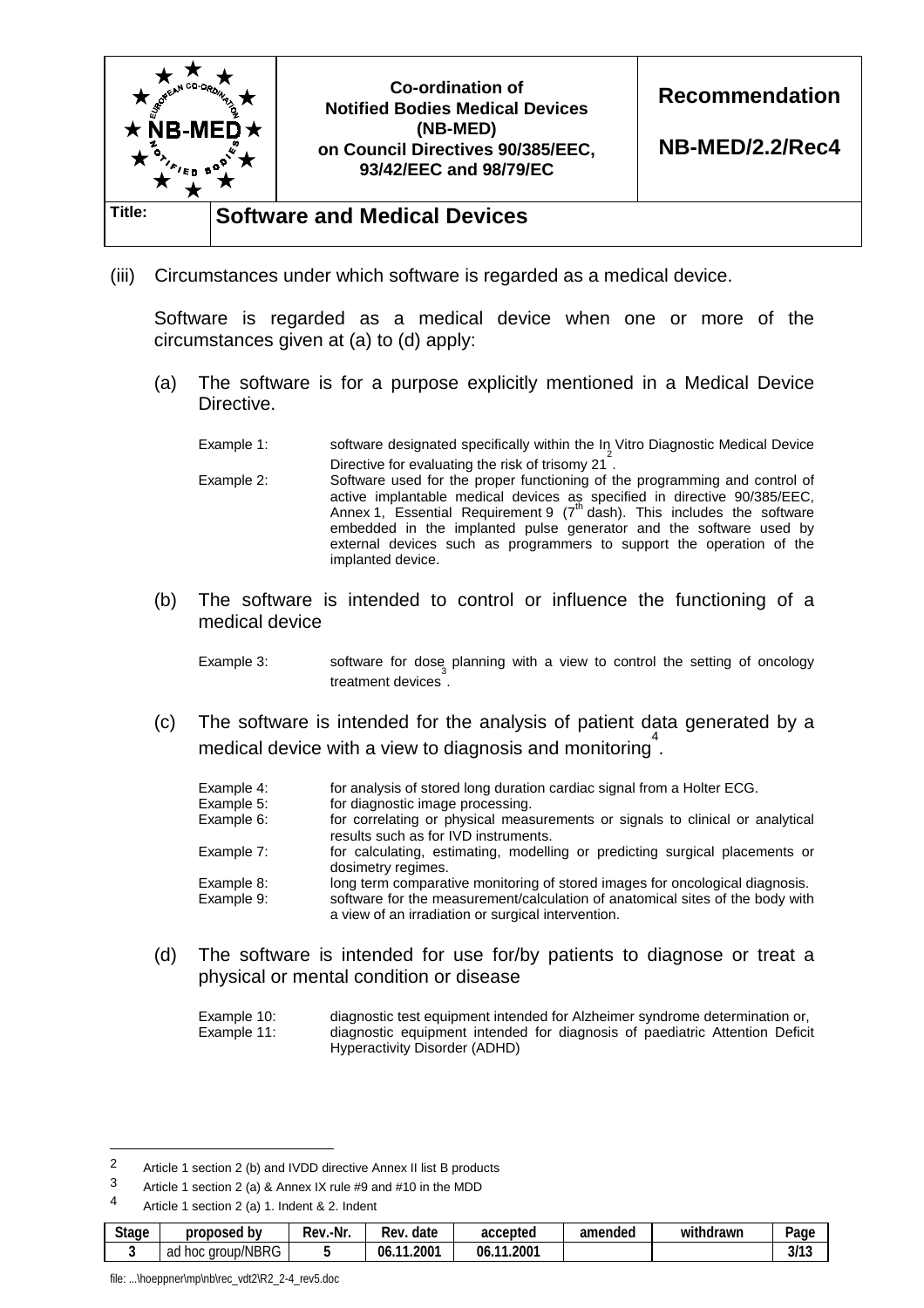(iii) Circumstances under which software is regarded as a medical device.

Software is regarded as a medical device when one or more of the circumstances given at (a) to (d) apply:

(a) The software is for a purpose explicitly mentioned in a Medical Device Directive.

| | |
|---|---|
| Example 1: | software designated specifically within the In Vitro Diagnostic Medical Device Directive for evaluating the risk of trisomy 21[2]. |
| Example 2: | Software used for the proper functioning of the programming and control of active implantable medical devices as specified in directive 90/385/EEC, Annex 1, Essential Requirement 9 (7th dash). This includes the software embedded in the implanted pulse generator and the software used by external devices such as programmers to support the operation of the implanted device. |

(b) The software is intended to control or influence the functioning of a medical device

| | |
|---|---|
| Example 3: | software for dose planning with a view to control the setting of oncology treatment devices[3]. |

(c) The software is intended for the analysis of patient data generated by a medical device with a view to diagnosis and monitoring[4].

| | |
|---|---|
| Example 4: | for analysis of stored long duration cardiac signal from a Holter ECG. |
| Example 5: | for diagnostic image processing. |
| Example 6: | for correlating or physical measurements or signals to clinical or analytical results such as for IVD instruments. |
| Example 7: | for calculating, estimating, modelling or predicting surgical placements or dosimetry regimes. |
| Example 8: | long term comparative monitoring of stored images for oncological diagnosis. |
| Example 9: | software for the measurement/calculation of anatomical sites of the body with a view of an irradiation or surgical intervention. |

(d) The software is intended for use for/by patients to diagnose or treat a physical or mental condition or disease

| | |
|---|---|
| Example 10: | diagnostic test equipment intended for Alzheimer syndrome determination or, |
| Example 11: | diagnostic equipment intended for diagnosis of paediatric Attention Deficit Hyperactivity Disorder (ADHD) |

---

[2] Article 1 section 2 (b) and IVDD directive Annex II list B products

[3] Article 1 section 2 (a) & Annex IX rule #9 and #10 in the MDD

[4] Article 1 section 2 (a) 1. Indent & 2. Indent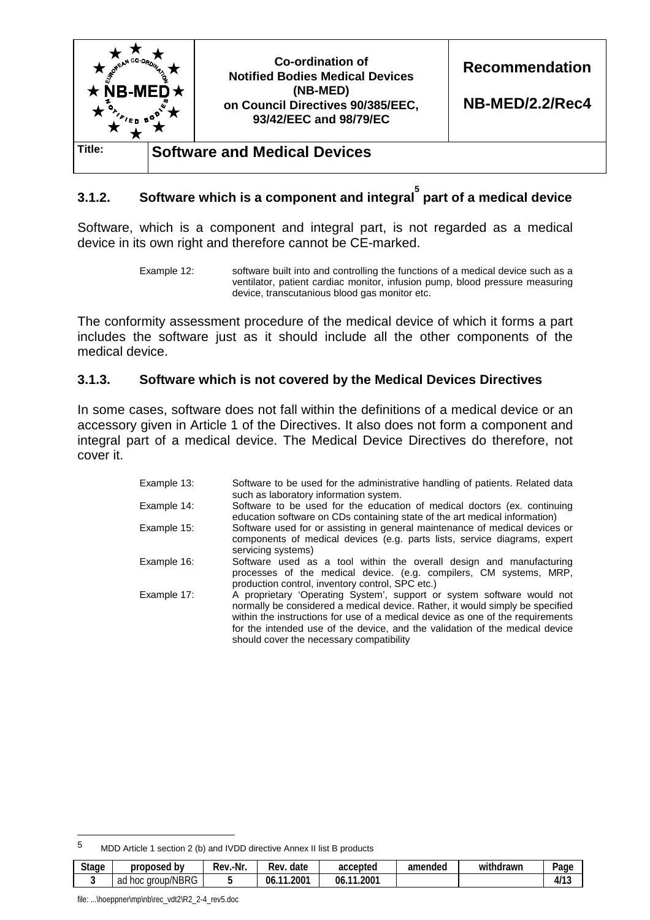### 3.1.2. Software which is a component and integral[5] part of a medical device

Software, which is a component and integral part, is not regarded as a medical device in its own right and therefore cannot be CE-marked.

> Example 12: software built into and controlling the functions of a medical device such as a ventilator, patient cardiac monitor, infusion pump, blood pressure measuring device, transcutanious blood gas monitor etc.

The conformity assessment procedure of the medical device of which it forms a part includes the software just as it should include all the other components of the medical device.

### 3.1.3. Software which is not covered by the Medical Devices Directives

In some cases, software does not fall within the definitions of a medical device or an accessory given in Article 1 of the Directives. It also does not form a component and integral part of a medical device. The Medical Device Directives do therefore, not cover it.

> Example 13: Software to be used for the administrative handling of patients. Related data such as laboratory information system.
>
> Example 14: Software to be used for the education of medical doctors (ex. continuing education software on CDs containing state of the art medical information)
>
> Example 15: Software used for or assisting in general maintenance of medical devices or components of medical devices (e.g. parts lists, service diagrams, expert servicing systems)
>
> Example 16: Software used as a tool within the overall design and manufacturing processes of the medical device. (e.g. compilers, CM systems, MRP, production control, inventory control, SPC etc.)
>
> Example 17: A proprietary 'Operating System', support or system software would not normally be considered a medical device. Rather, it would simply be specified within the instructions for use of a medical device as one of the requirements for the intended use of the device, and the validation of the medical device should cover the necessary compatibility

---

[5] MDD Article 1 section 2 (b) and IVDD directive Annex II list B products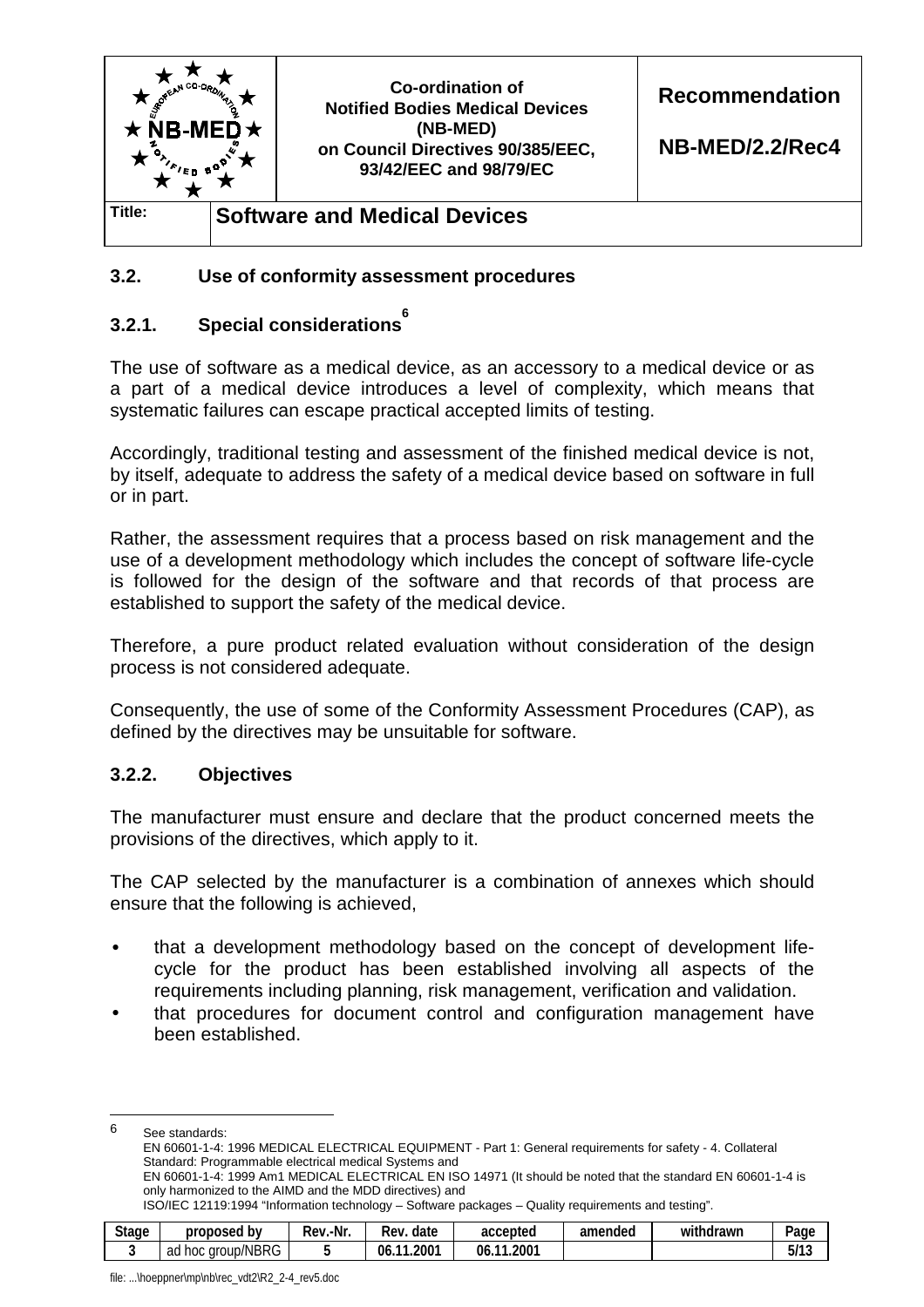### 3.2. Use of conformity assessment procedures

#### 3.2.1. Special considerations[6]

The use of software as a medical device, as an accessory to a medical device or as a part of a medical device introduces a level of complexity, which means that systematic failures can escape practical accepted limits of testing.

Accordingly, traditional testing and assessment of the finished medical device is not, by itself, adequate to address the safety of a medical device based on software in full or in part.

Rather, the assessment requires that a process based on risk management and the use of a development methodology which includes the concept of software life-cycle is followed for the design of the software and that records of that process are established to support the safety of the medical device.

Therefore, a pure product related evaluation without consideration of the design process is not considered adequate.

Consequently, the use of some of the Conformity Assessment Procedures (CAP), as defined by the directives may be unsuitable for software.

#### 3.2.2. Objectives

The manufacturer must ensure and declare that the product concerned meets the provisions of the directives, which apply to it.

The CAP selected by the manufacturer is a combination of annexes which should ensure that the following is achieved,

- that a development methodology based on the concept of development life-cycle for the product has been established involving all aspects of the requirements including planning, risk management, verification and validation.
- that procedures for document control and configuration management have been established.

---

[6] See standards:
EN 60601-1-4: 1996 MEDICAL ELECTRICAL EQUIPMENT - Part 1: General requirements for safety - 4. Collateral Standard: Programmable electrical medical Systems and
EN 60601-1-4: 1999 Am1 MEDICAL ELECTRICAL EN ISO 14971 (It should be noted that the standard EN 60601-1-4 is only harmonized to the AIMD and the MDD directives) and
ISO/IEC 12119:1994 "Information technology – Software packages – Quality requirements and testing".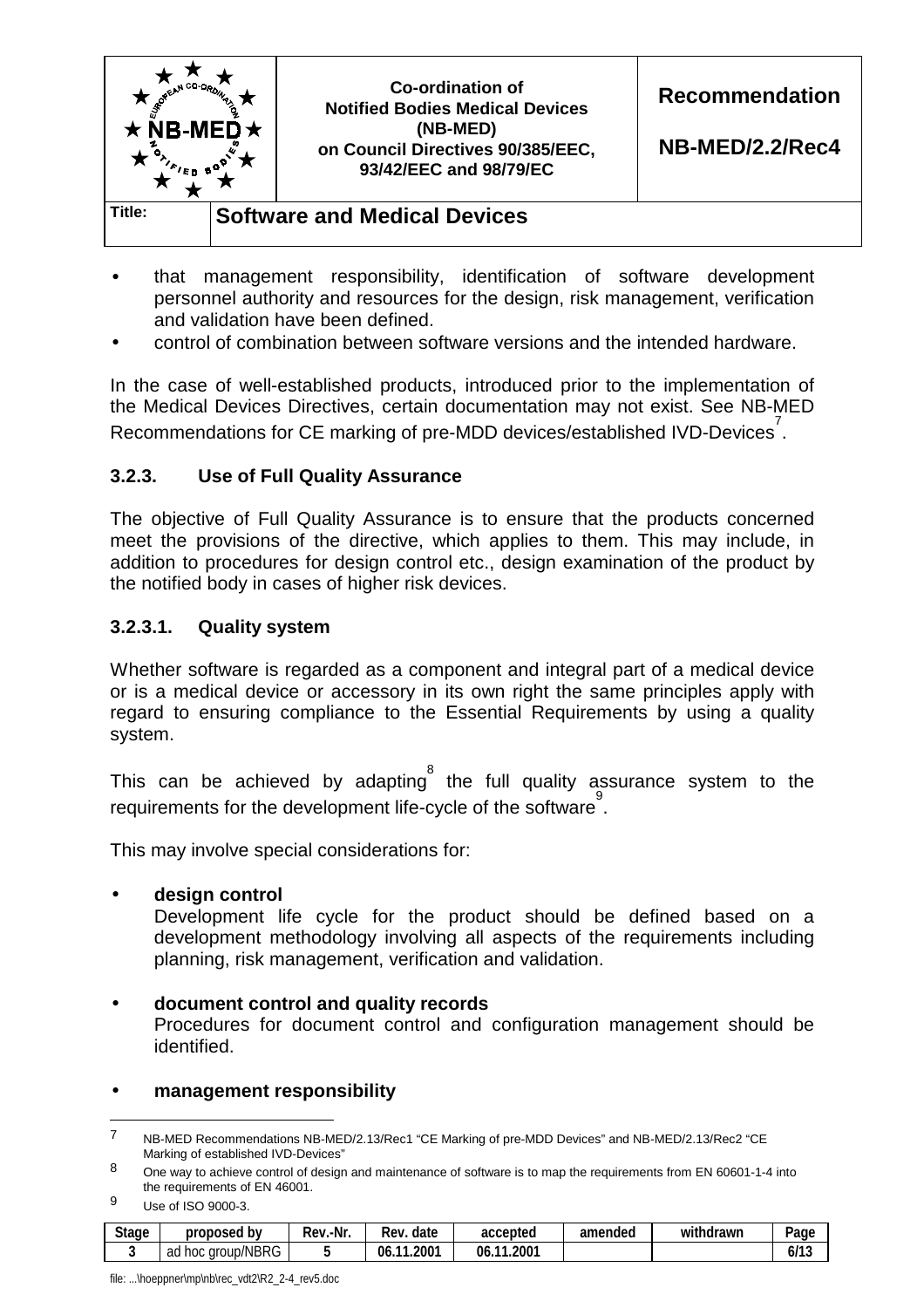- that management responsibility, identification of software development personnel authority and resources for the design, risk management, verification and validation have been defined.
- control of combination between software versions and the intended hardware.

In the case of well-established products, introduced prior to the implementation of the Medical Devices Directives, certain documentation may not exist. See NB-MED Recommendations for CE marking of pre-MDD devices/established IVD-Devices[7].

### 3.2.3. Use of Full Quality Assurance

The objective of Full Quality Assurance is to ensure that the products concerned meet the provisions of the directive, which applies to them. This may include, in addition to procedures for design control etc., design examination of the product by the notified body in cases of higher risk devices.

#### 3.2.3.1. Quality system

Whether software is regarded as a component and integral part of a medical device or is a medical device or accessory in its own right the same principles apply with regard to ensuring compliance to the Essential Requirements by using a quality system.

This can be achieved by adapting[8] the full quality assurance system to the requirements for the development life-cycle of the software[9].

This may involve special considerations for:

- **design control**
  Development life cycle for the product should be defined based on a development methodology involving all aspects of the requirements including planning, risk management, verification and validation.

- **document control and quality records**
  Procedures for document control and configuration management should be identified.

- **management responsibility**

---

[7] NB-MED Recommendations NB-MED/2.13/Rec1 "CE Marking of pre-MDD Devices" and NB-MED/2.13/Rec2 "CE Marking of established IVD-Devices"

[8] One way to achieve control of design and maintenance of software is to map the requirements from EN 60601-1-4 into the requirements of EN 46001.

[9] Use of ISO 9000-3.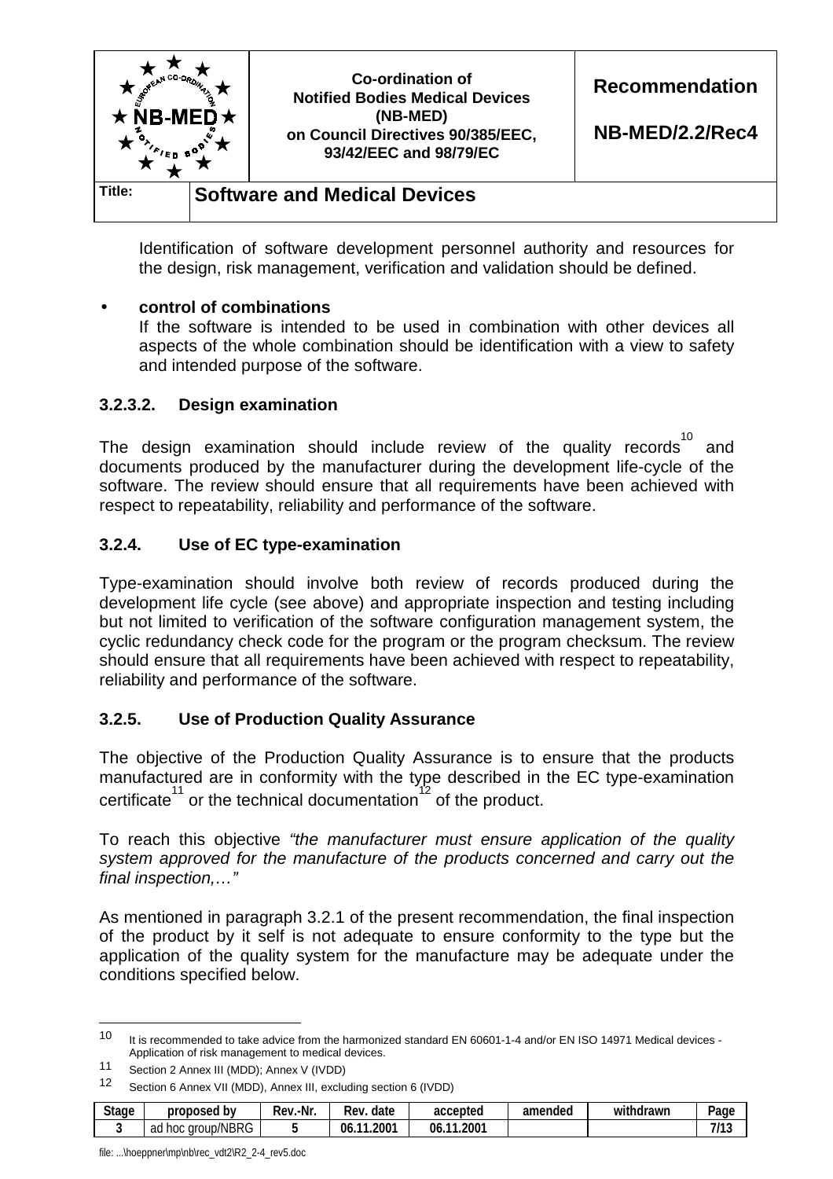Identification of software development personnel authority and resources for the design, risk management, verification and validation should be defined.

- **control of combinations**
  If the software is intended to be used in combination with other devices all aspects of the whole combination should be identification with a view to safety and intended purpose of the software.

#### 3.2.3.2. Design examination

The design examination should include review of the quality records[10] and documents produced by the manufacturer during the development life-cycle of the software. The review should ensure that all requirements have been achieved with respect to repeatability, reliability and performance of the software.

### 3.2.4. Use of EC type-examination

Type-examination should involve both review of records produced during the development life cycle (see above) and appropriate inspection and testing including but not limited to verification of the software configuration management system, the cyclic redundancy check code for the program or the program checksum. The review should ensure that all requirements have been achieved with respect to repeatability, reliability and performance of the software.

### 3.2.5. Use of Production Quality Assurance

The objective of the Production Quality Assurance is to ensure that the products manufactured are in conformity with the type described in the EC type-examination certificate[11] or the technical documentation[12] of the product.

To reach this objective *"the manufacturer must ensure application of the quality system approved for the manufacture of the products concerned and carry out the final inspection,…"*

As mentioned in paragraph 3.2.1 of the present recommendation, the final inspection of the product by it self is not adequate to ensure conformity to the type but the application of the quality system for the manufacture may be adequate under the conditions specified below.

---

[10] It is recommended to take advice from the harmonized standard EN 60601-1-4 and/or EN ISO 14971 Medical devices - Application of risk management to medical devices.

[11] Section 2 Annex III (MDD); Annex V (IVDD)

[12] Section 6 Annex VII (MDD), Annex III, excluding section 6 (IVDD)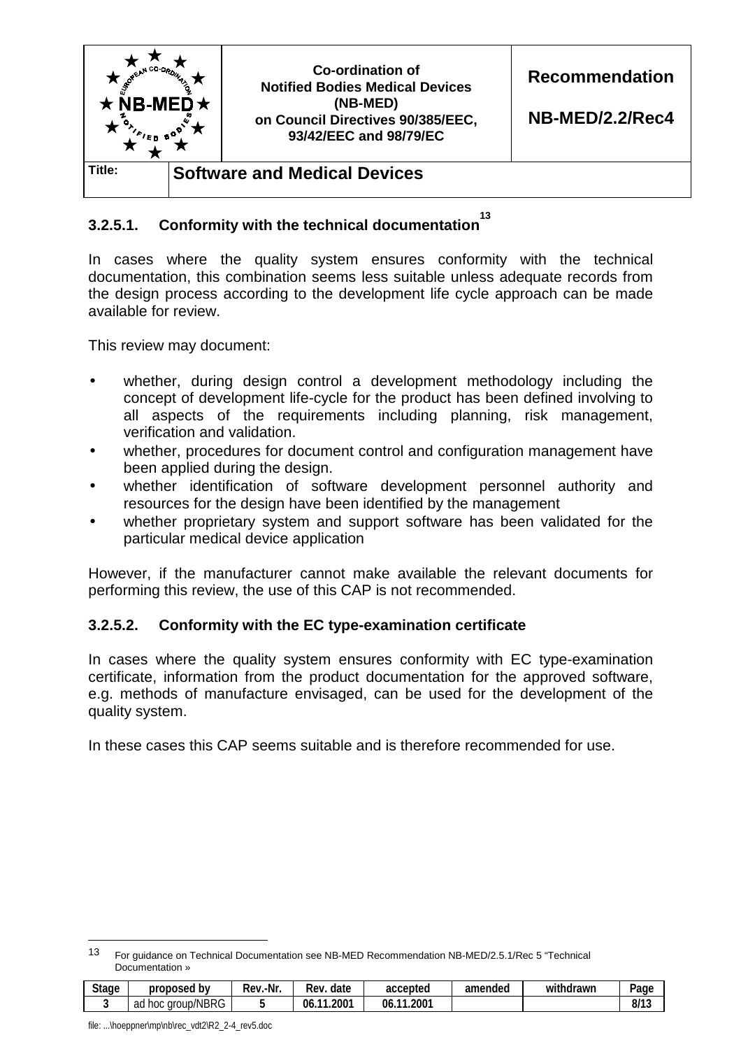### 3.2.5.1. Conformity with the technical documentation[13]

In cases where the quality system ensures conformity with the technical documentation, this combination seems less suitable unless adequate records from the design process according to the development life cycle approach can be made available for review.

This review may document:

- whether, during design control a development methodology including the concept of development life-cycle for the product has been defined involving to all aspects of the requirements including planning, risk management, verification and validation.
- whether, procedures for document control and configuration management have been applied during the design.
- whether identification of software development personnel authority and resources for the design have been identified by the management
- whether proprietary system and support software has been validated for the particular medical device application

However, if the manufacturer cannot make available the relevant documents for performing this review, the use of this CAP is not recommended.

### 3.2.5.2. Conformity with the EC type-examination certificate

In cases where the quality system ensures conformity with EC type-examination certificate, information from the product documentation for the approved software, e.g. methods of manufacture envisaged, can be used for the development of the quality system.

In these cases this CAP seems suitable and is therefore recommended for use.

[13] For guidance on Technical Documentation see NB-MED Recommendation NB-MED/2.5.1/Rec 5 "Technical Documentation »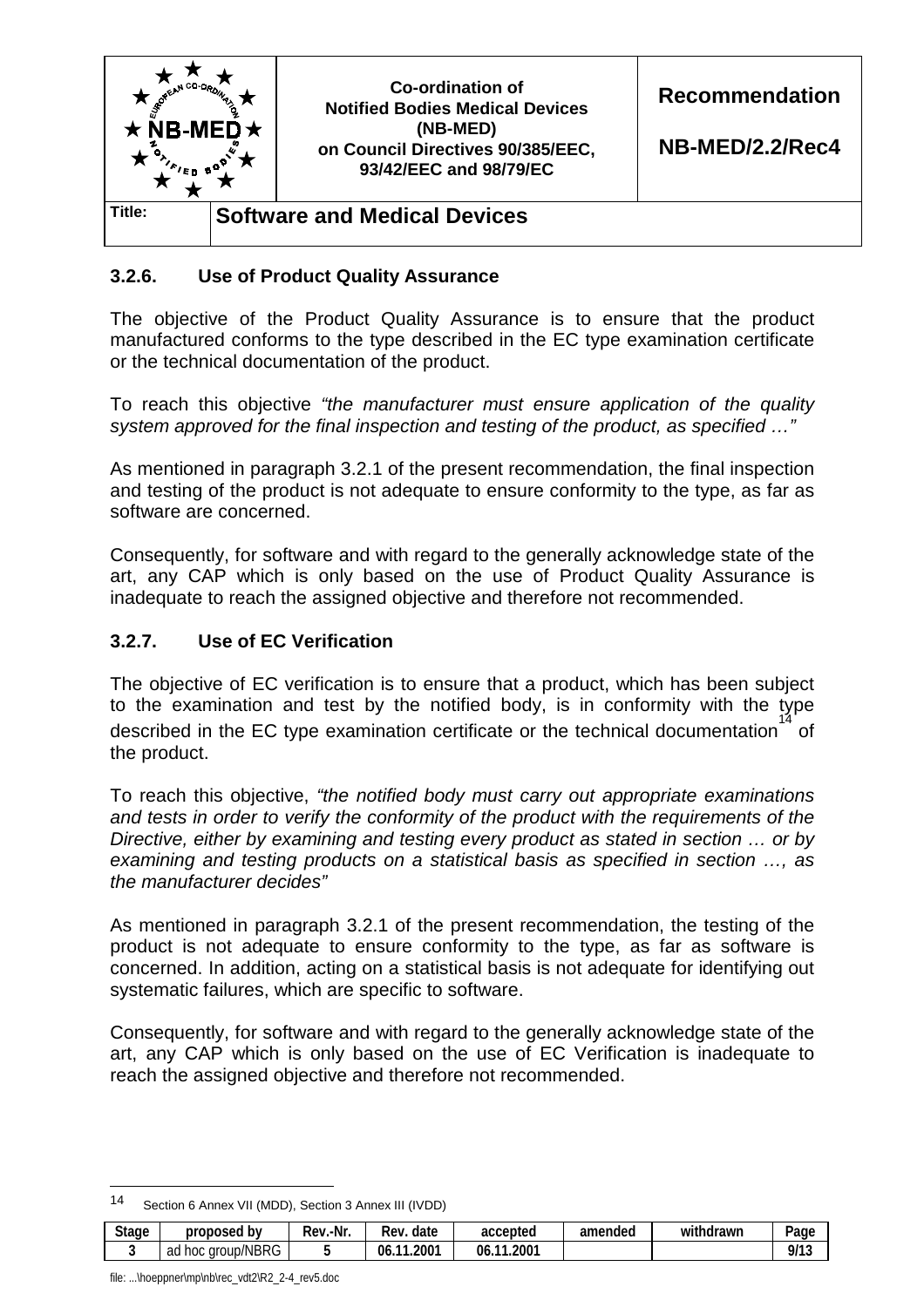### 3.2.6. Use of Product Quality Assurance

The objective of the Product Quality Assurance is to ensure that the product manufactured conforms to the type described in the EC type examination certificate or the technical documentation of the product.

To reach this objective *"the manufacturer must ensure application of the quality system approved for the final inspection and testing of the product, as specified …"*

As mentioned in paragraph 3.2.1 of the present recommendation, the final inspection and testing of the product is not adequate to ensure conformity to the type, as far as software are concerned.

Consequently, for software and with regard to the generally acknowledge state of the art, any CAP which is only based on the use of Product Quality Assurance is inadequate to reach the assigned objective and therefore not recommended.

### 3.2.7. Use of EC Verification

The objective of EC verification is to ensure that a product, which has been subject to the examination and test by the notified body, is in conformity with the type described in the EC type examination certificate or the technical documentation[14] of the product.

To reach this objective, *"the notified body must carry out appropriate examinations and tests in order to verify the conformity of the product with the requirements of the Directive, either by examining and testing every product as stated in section … or by examining and testing products on a statistical basis as specified in section …, as the manufacturer decides"*

As mentioned in paragraph 3.2.1 of the present recommendation, the testing of the product is not adequate to ensure conformity to the type, as far as software is concerned. In addition, acting on a statistical basis is not adequate for identifying out systematic failures, which are specific to software.

Consequently, for software and with regard to the generally acknowledge state of the art, any CAP which is only based on the use of EC Verification is inadequate to reach the assigned objective and therefore not recommended.

---

[14] Section 6 Annex VII (MDD), Section 3 Annex III (IVDD)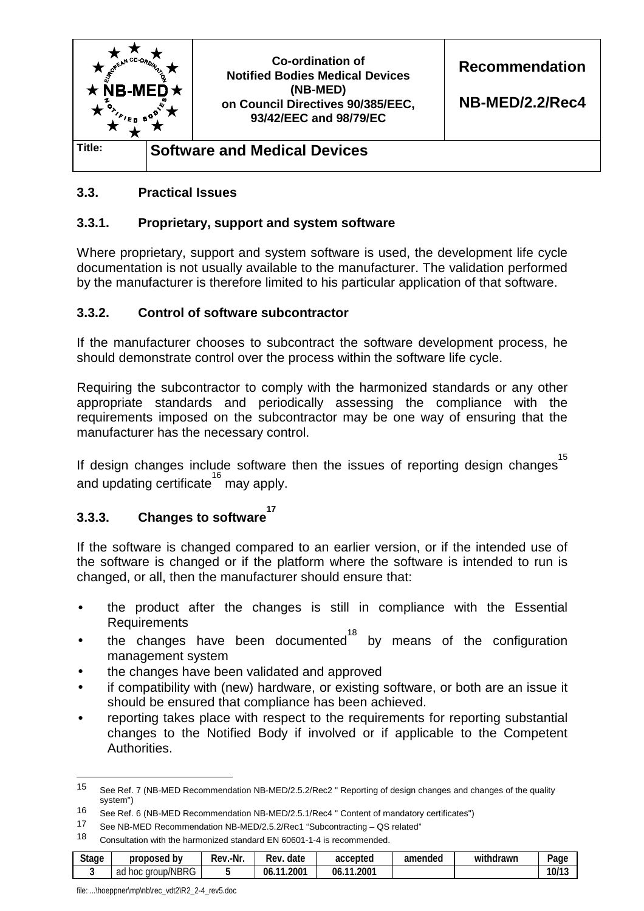### 3.3. Practical Issues

### 3.3.1. Proprietary, support and system software

Where proprietary, support and system software is used, the development life cycle documentation is not usually available to the manufacturer. The validation performed by the manufacturer is therefore limited to his particular application of that software.

### 3.3.2. Control of software subcontractor

If the manufacturer chooses to subcontract the software development process, he should demonstrate control over the process within the software life cycle.

Requiring the subcontractor to comply with the harmonized standards or any other appropriate standards and periodically assessing the compliance with the requirements imposed on the subcontractor may be one way of ensuring that the manufacturer has the necessary control.

If design changes include software then the issues of reporting design changes[15] and updating certificate[16] may apply.

### 3.3.3. Changes to software[17]

If the software is changed compared to an earlier version, or if the intended use of the software is changed or if the platform where the software is intended to run is changed, or all, then the manufacturer should ensure that:

- the product after the changes is still in compliance with the Essential Requirements
- the changes have been documented[18] by means of the configuration management system
- the changes have been validated and approved
- if compatibility with (new) hardware, or existing software, or both are an issue it should be ensured that compliance has been achieved.
- reporting takes place with respect to the requirements for reporting substantial changes to the Notified Body if involved or if applicable to the Competent Authorities.

---

[15] See Ref. 7 (NB-MED Recommendation NB-MED/2.5.2/Rec2 " Reporting of design changes and changes of the quality system")

[16] See Ref. 6 (NB-MED Recommendation NB-MED/2.5.1/Rec4 " Content of mandatory certificates")

[17] See NB-MED Recommendation NB-MED/2.5.2/Rec1 "Subcontracting – QS related"

[18] Consultation with the harmonized standard EN 60601-1-4 is recommended.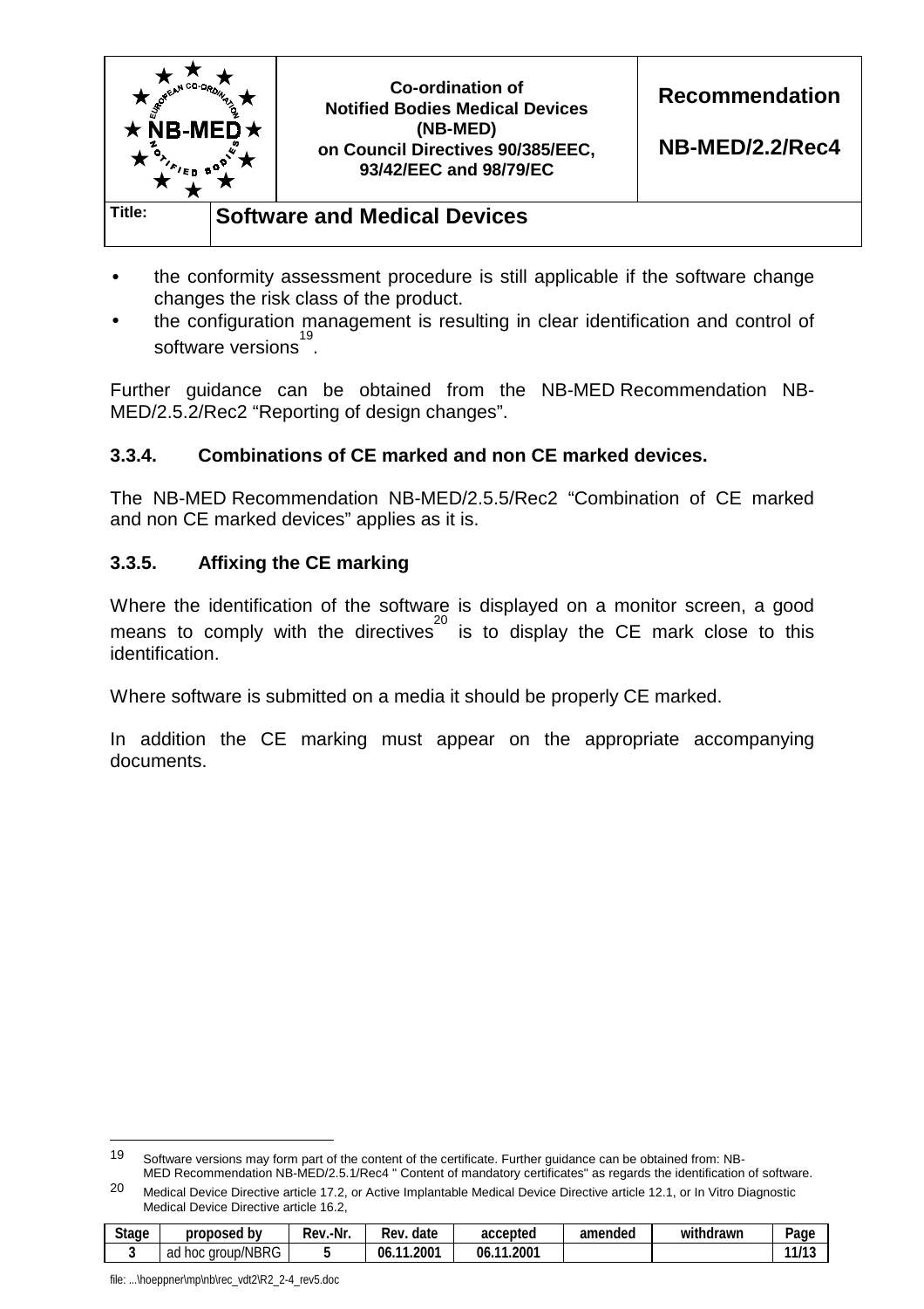- the conformity assessment procedure is still applicable if the software change changes the risk class of the product.
- the configuration management is resulting in clear identification and control of software versions[19].

Further guidance can be obtained from the NB-MED Recommendation NB-MED/2.5.2/Rec2 “Reporting of design changes”.

### 3.3.4. Combinations of CE marked and non CE marked devices.

The NB-MED Recommendation NB-MED/2.5.5/Rec2 “Combination of CE marked and non CE marked devices” applies as it is.

### 3.3.5. Affixing the CE marking

Where the identification of the software is displayed on a monitor screen, a good means to comply with the directives[20] is to display the CE mark close to this identification.

Where software is submitted on a media it should be properly CE marked.

In addition the CE marking must appear on the appropriate accompanying documents.

---

[19] Software versions may form part of the content of the certificate. Further guidance can be obtained from: NB-MED Recommendation NB-MED/2.5.1/Rec4 " Content of mandatory certificates" as regards the identification of software.

[20] Medical Device Directive article 17.2, or Active Implantable Medical Device Directive article 12.1, or In Vitro Diagnostic Medical Device Directive article 16.2,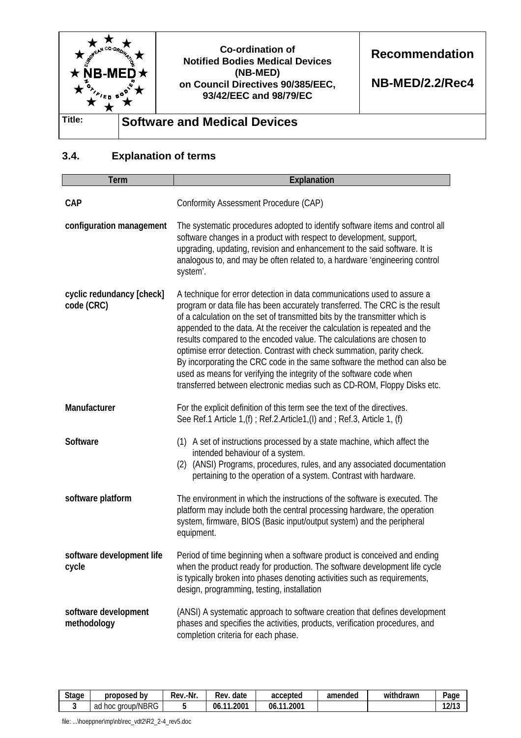## 3.4. Explanation of terms

| Term | Explanation |
|---|---|
| **CAP** | Conformity Assessment Procedure (CAP) |
| **configuration management** | The systematic procedures adopted to identify software items and control all software changes in a product with respect to development, support, upgrading, updating, revision and enhancement to the said software. It is analogous to, and may be often related to, a hardware 'engineering control system'. |
| **cyclic redundancy [check] code (CRC)** | A technique for error detection in data communications used to assure a program or data file has been accurately transferred. The CRC is the result of a calculation on the set of transmitted bits by the transmitter which is appended to the data. At the receiver the calculation is repeated and the results compared to the encoded value. The calculations are chosen to optimise error detection. Contrast with check summation, parity check.<br>By incorporating the CRC code in the same software the method can also be used as means for verifying the integrity of the software code when transferred between electronic medias such as CD-ROM, Floppy Disks etc. |
| **Manufacturer** | For the explicit definition of this term see the text of the directives.<br>See Ref.1 Article 1,(f) ; Ref.2.Article1,(I) and ; Ref.3, Article 1, (f) |
| **Software** | (1) A set of instructions processed by a state machine, which affect the intended behaviour of a system.<br>(2) (ANSI) Programs, procedures, rules, and any associated documentation pertaining to the operation of a system. Contrast with hardware. |
| **software platform** | The environment in which the instructions of the software is executed. The platform may include both the central processing hardware, the operation system, firmware, BIOS (Basic input/output system) and the peripheral equipment. |
| **software development life cycle** | Period of time beginning when a software product is conceived and ending when the product ready for production. The software development life cycle is typically broken into phases denoting activities such as requirements, design, programming, testing, installation |
| **software development methodology** | (ANSI) A systematic approach to software creation that defines development phases and specifies the activities, products, verification procedures, and completion criteria for each phase. |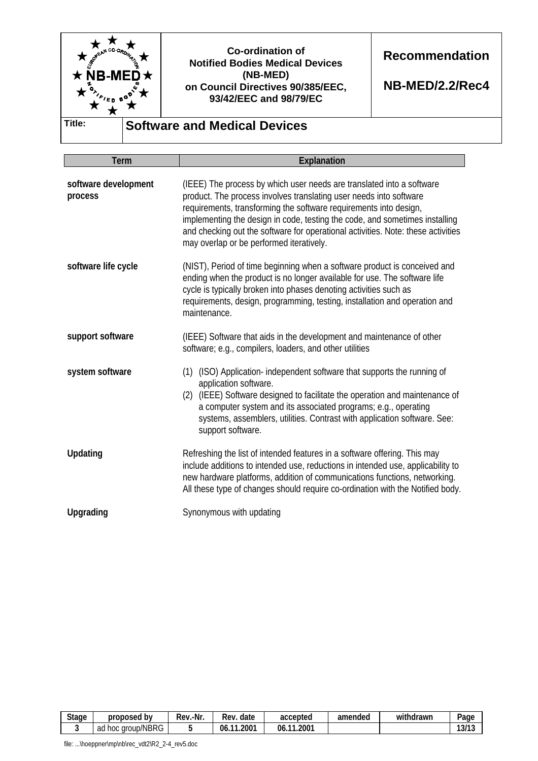| Term | Explanation |
|---|---|
| **software development process** | (IEEE) The process by which user needs are translated into a software product. The process involves translating user needs into software requirements, transforming the software requirements into design, implementing the design in code, testing the code, and sometimes installing and checking out the software for operational activities. Note: these activities may overlap or be performed iteratively. |
| **software life cycle** | (NIST), Period of time beginning when a software product is conceived and ending when the product is no longer available for use. The software life cycle is typically broken into phases denoting activities such as requirements, design, programming, testing, installation and operation and maintenance. |
| **support software** | (IEEE) Software that aids in the development and maintenance of other software; e.g., compilers, loaders, and other utilities |
| **system software** | (1) (ISO) Application- independent software that supports the running of application software. (2) (IEEE) Software designed to facilitate the operation and maintenance of a computer system and its associated programs; e.g., operating systems, assemblers, utilities. Contrast with application software. See: support software. |
| **Updating** | Refreshing the list of intended features in a software offering. This may include additions to intended use, reductions in intended use, applicability to new hardware platforms, addition of communications functions, networking. All these type of changes should require co-ordination with the Notified body. |
| **Upgrading** | Synonymous with updating |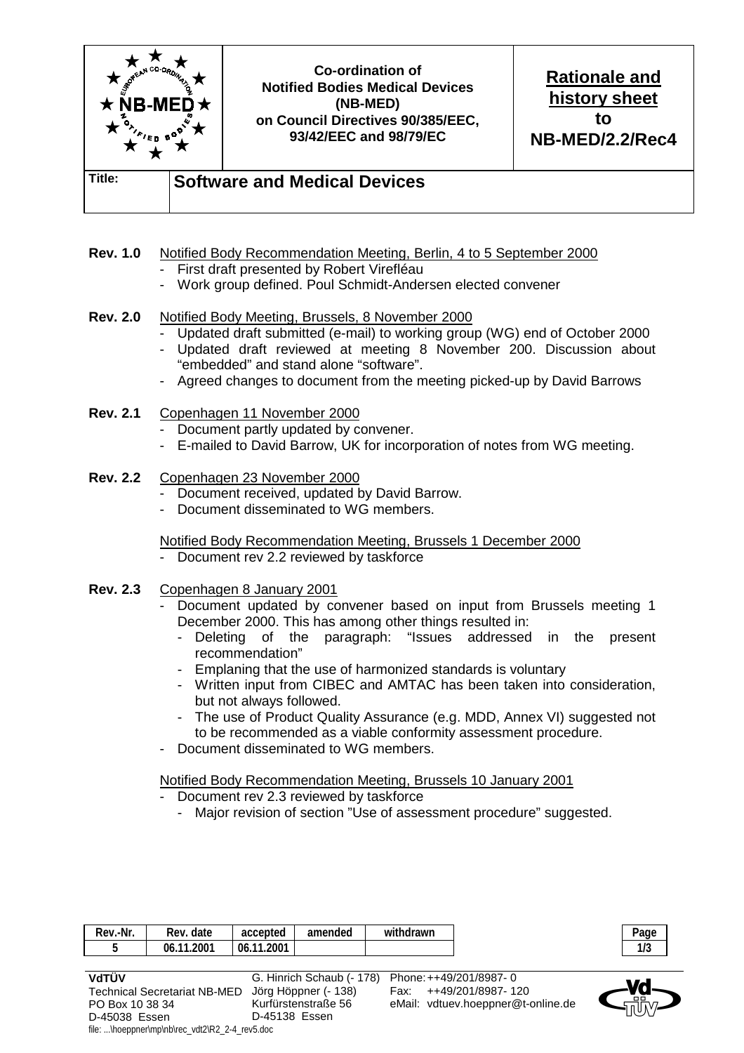| | Co-ordination of Notified Bodies Medical Devices (NB-MED) on Council Directives 90/385/EEC, 93/42/EEC and 98/79/EC | **Rationale and history sheet to NB-MED/2.2/Rec4** |
|---|---|---|

**Title:** **Software and Medical Devices**

**Rev. 1.0** Notified Body Recommendation Meeting, Berlin, 4 to 5 September 2000

- First draft presented by Robert Virefléau
- Work group defined. Poul Schmidt-Andersen elected convener

**Rev. 2.0** Notified Body Meeting, Brussels, 8 November 2000

- Updated draft submitted (e-mail) to working group (WG) end of October 2000
- Updated draft reviewed at meeting 8 November 200. Discussion about "embedded" and stand alone "software".
- Agreed changes to document from the meeting picked-up by David Barrows

**Rev. 2.1** Copenhagen 11 November 2000

- Document partly updated by convener.
- E-mailed to David Barrow, UK for incorporation of notes from WG meeting.

**Rev. 2.2** Copenhagen 23 November 2000

- Document received, updated by David Barrow.
- Document disseminated to WG members.

Notified Body Recommendation Meeting, Brussels 1 December 2000

- Document rev 2.2 reviewed by taskforce

**Rev. 2.3** Copenhagen 8 January 2001

- Document updated by convener based on input from Brussels meeting 1 December 2000. This has among other things resulted in:
  - Deleting of the paragraph: "Issues addressed in the present recommendation"
  - Emplaning that the use of harmonized standards is voluntary
  - Written input from CIBEC and AMTAC has been taken into consideration, but not always followed.
  - The use of Product Quality Assurance (e.g. MDD, Annex VI) suggested not to be recommended as a viable conformity assessment procedure.
- Document disseminated to WG members.

Notified Body Recommendation Meeting, Brussels 10 January 2001

- Document rev 2.3 reviewed by taskforce
  - Major revision of section "Use of assessment procedure" suggested.

| Rev.-Nr. | Rev. date | accepted | amended | withdrawn |
|---|---|---|---|---|
| 5 | 06.11.2001 | 06.11.2001 | | |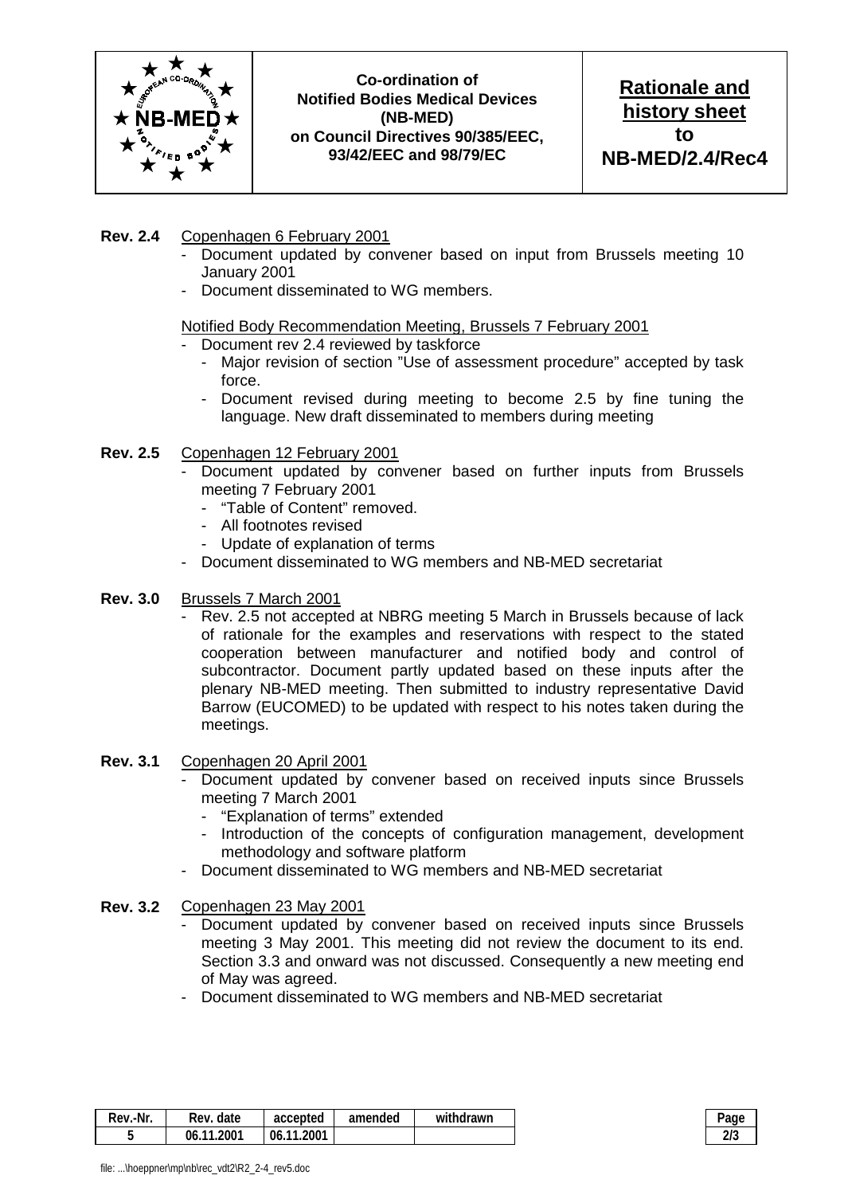**Rev. 2.4** Copenhagen 6 February 2001

- Document updated by convener based on input from Brussels meeting 10 January 2001
- Document disseminated to WG members.

Notified Body Recommendation Meeting, Brussels 7 February 2001

- Document rev 2.4 reviewed by taskforce
  - Major revision of section "Use of assessment procedure" accepted by task force.
  - Document revised during meeting to become 2.5 by fine tuning the language. New draft disseminated to members during meeting

**Rev. 2.5** Copenhagen 12 February 2001

- Document updated by convener based on further inputs from Brussels meeting 7 February 2001
  - "Table of Content" removed.
  - All footnotes revised
  - Update of explanation of terms
- Document disseminated to WG members and NB-MED secretariat

**Rev. 3.0** Brussels 7 March 2001

- Rev. 2.5 not accepted at NBRG meeting 5 March in Brussels because of lack of rationale for the examples and reservations with respect to the stated cooperation between manufacturer and notified body and control of subcontractor. Document partly updated based on these inputs after the plenary NB-MED meeting. Then submitted to industry representative David Barrow (EUCOMED) to be updated with respect to his notes taken during the meetings.

**Rev. 3.1** Copenhagen 20 April 2001

- Document updated by convener based on received inputs since Brussels meeting 7 March 2001
  - "Explanation of terms" extended
  - Introduction of the concepts of configuration management, development methodology and software platform
- Document disseminated to WG members and NB-MED secretariat

**Rev. 3.2** Copenhagen 23 May 2001

- Document updated by convener based on received inputs since Brussels meeting 3 May 2001. This meeting did not review the document to its end. Section 3.3 and onward was not discussed. Consequently a new meeting end of May was agreed.
- Document disseminated to WG members and NB-MED secretariat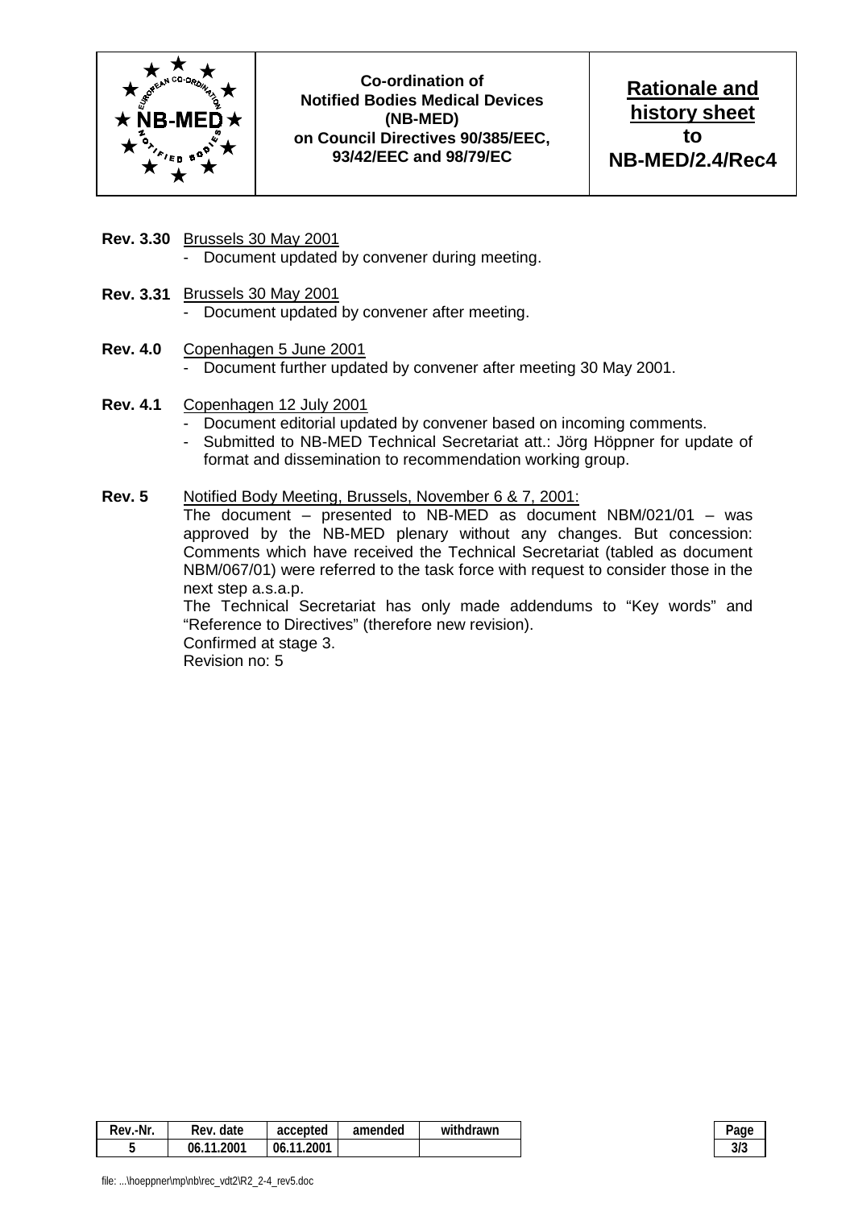| Co-ordination of Notified Bodies Medical Devices (NB-MED) on Council Directives 90/385/EEC, 93/42/EEC and 98/79/EC | Rationale and history sheet to NB-MED/2.4/Rec4 |
|---|---|

**Rev. 3.30** Brussels 30 May 2001

- Document updated by convener during meeting.

**Rev. 3.31** Brussels 30 May 2001

- Document updated by convener after meeting.

**Rev. 4.0** Copenhagen 5 June 2001

- Document further updated by convener after meeting 30 May 2001.

**Rev. 4.1** Copenhagen 12 July 2001

- Document editorial updated by convener based on incoming comments.
- Submitted to NB-MED Technical Secretariat att.: Jörg Höppner for update of format and dissemination to recommendation working group.

**Rev. 5** Notified Body Meeting, Brussels, November 6 & 7, 2001:

The document – presented to NB-MED as document NBM/021/01 – was approved by the NB-MED plenary without any changes. But concession: Comments which have received the Technical Secretariat (tabled as document NBM/067/01) were referred to the task force with request to consider those in the next step a.s.a.p.

The Technical Secretariat has only made addendums to "Key words" and "Reference to Directives" (therefore new revision).

Confirmed at stage 3.

Revision no: 5

| Rev.-Nr. | Rev. date | accepted | amended | withdrawn |
|---|---|---|---|---|
| 5 | 06.11.2001 | 06.11.2001 | | |

file: ...\hoeppner\mp\nb\rec_vdt2\R2_2-4_rev5.doc